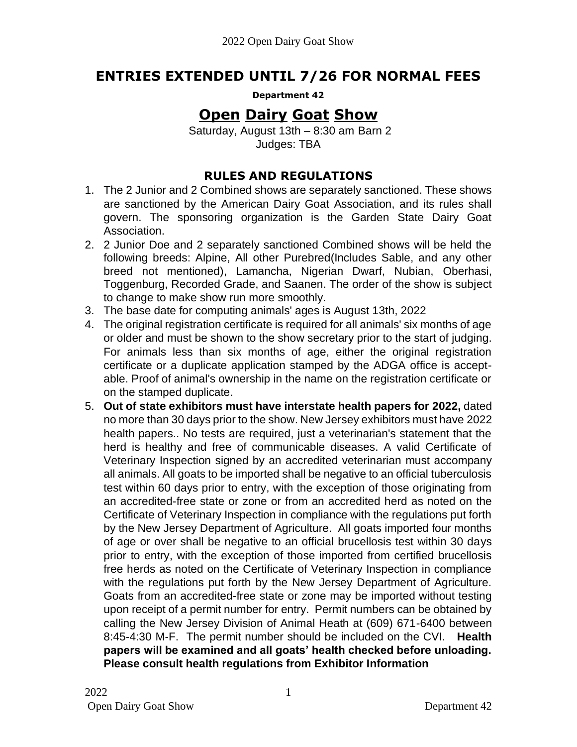## ENTRIES EXTENDED UNTIL 7/26 FOR NORMAL FEES

**Department 42**

# Open Dairy Goat Show

Saturday, August 13th – 8:30 am Barn 2
Judges: TBA

### RULES AND REGULATIONS

1. The 2 Junior and 2 Combined shows are separately sanctioned. These shows are sanctioned by the American Dairy Goat Association, and its rules shall govern. The sponsoring organization is the Garden State Dairy Goat Association.
2. 2 Junior Doe and 2 separately sanctioned Combined shows will be held the following breeds: Alpine, All other Purebred(Includes Sable, and any other breed not mentioned), Lamancha, Nigerian Dwarf, Nubian, Oberhasi, Toggenburg, Recorded Grade, and Saanen. The order of the show is subject to change to make show run more smoothly.
3. The base date for computing animals' ages is August 13th, 2022
4. The original registration certificate is required for all animals' six months of age or older and must be shown to the show secretary prior to the start of judging. For animals less than six months of age, either the original registration certificate or a duplicate application stamped by the ADGA office is accept-able. Proof of animal's ownership in the name on the registration certificate or on the stamped duplicate.
5. **Out of state exhibitors must have interstate health papers for 2022,** dated no more than 30 days prior to the show. New Jersey exhibitors must have 2022 health papers.. No tests are required, just a veterinarian's statement that the herd is healthy and free of communicable diseases. A valid Certificate of Veterinary Inspection signed by an accredited veterinarian must accompany all animals. All goats to be imported shall be negative to an official tuberculosis test within 60 days prior to entry, with the exception of those originating from an accredited-free state or zone or from an accredited herd as noted on the Certificate of Veterinary Inspection in compliance with the regulations put forth by the New Jersey Department of Agriculture. All goats imported four months of age or over shall be negative to an official brucellosis test within 30 days prior to entry, with the exception of those imported from certified brucellosis free herds as noted on the Certificate of Veterinary Inspection in compliance with the regulations put forth by the New Jersey Department of Agriculture. Goats from an accredited-free state or zone may be imported without testing upon receipt of a permit number for entry. Permit numbers can be obtained by calling the New Jersey Division of Animal Heath at (609) 671-6400 between 8:45-4:30 M-F. The permit number should be included on the CVI. **Health papers will be examined and all goats' health checked before unloading. Please consult health regulations from Exhibitor Information**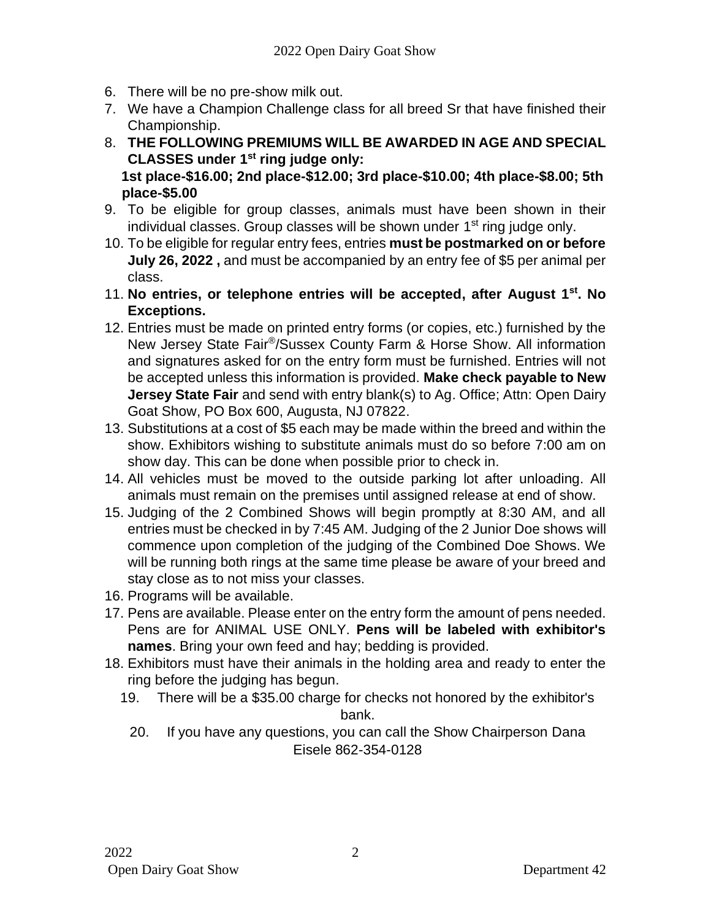6. There will be no pre-show milk out.
7. We have a Champion Challenge class for all breed Sr that have finished their Championship.
8. **THE FOLLOWING PREMIUMS WILL BE AWARDED IN AGE AND SPECIAL CLASSES under 1st ring judge only:**
   **1st place-$16.00; 2nd place-$12.00; 3rd place-$10.00; 4th place-$8.00; 5th place-$5.00**
9. To be eligible for group classes, animals must have been shown in their individual classes. Group classes will be shown under 1st ring judge only.
10. To be eligible for regular entry fees, entries **must be postmarked on or before July 26, 2022 ,** and must be accompanied by an entry fee of $5 per animal per class.
11. **No entries, or telephone entries will be accepted, after August 1st. No Exceptions.**
12. Entries must be made on printed entry forms (or copies, etc.) furnished by the New Jersey State Fair®/Sussex County Farm & Horse Show. All information and signatures asked for on the entry form must be furnished. Entries will not be accepted unless this information is provided. **Make check payable to New Jersey State Fair** and send with entry blank(s) to Ag. Office; Attn: Open Dairy Goat Show, PO Box 600, Augusta, NJ 07822.
13. Substitutions at a cost of $5 each may be made within the breed and within the show. Exhibitors wishing to substitute animals must do so before 7:00 am on show day. This can be done when possible prior to check in.
14. All vehicles must be moved to the outside parking lot after unloading. All animals must remain on the premises until assigned release at end of show.
15. Judging of the 2 Combined Shows will begin promptly at 8:30 AM, and all entries must be checked in by 7:45 AM. Judging of the 2 Junior Doe shows will commence upon completion of the judging of the Combined Doe Shows. We will be running both rings at the same time please be aware of your breed and stay close as to not miss your classes.
16. Programs will be available.
17. Pens are available. Please enter on the entry form the amount of pens needed. Pens are for ANIMAL USE ONLY. **Pens will be labeled with exhibitor's names**. Bring your own feed and hay; bedding is provided.
18. Exhibitors must have their animals in the holding area and ready to enter the ring before the judging has begun.
19. There will be a $35.00 charge for checks not honored by the exhibitor's bank.
20. If you have any questions, you can call the Show Chairperson Dana Eisele 862-354-0128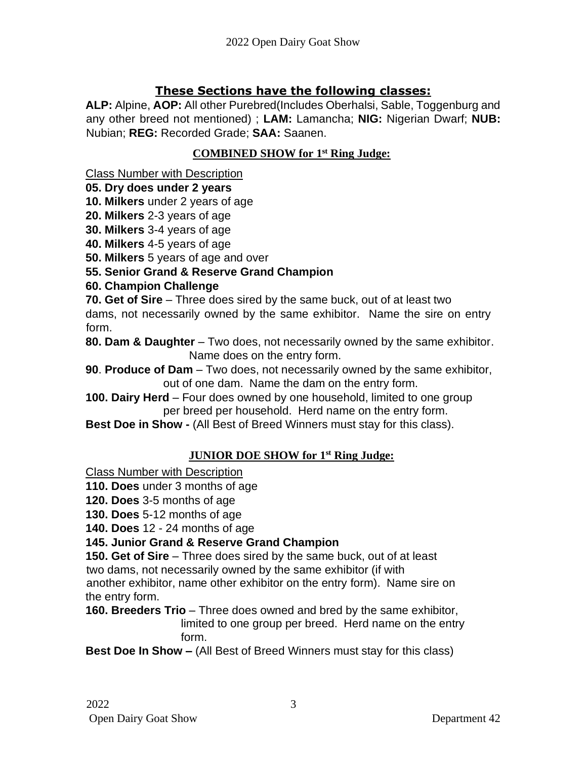## These Sections have the following classes:

**ALP:** Alpine, **AOP:** All other Purebred(Includes Oberhalsi, Sable, Toggenburg and any other breed not mentioned) ; **LAM:** Lamancha; **NIG:** Nigerian Dwarf; **NUB:** Nubian; **REG:** Recorded Grade; **SAA:** Saanen.

### COMBINED SHOW for 1st Ring Judge:

Class Number with Description

**05. Dry does under 2 years**
**10. Milkers** under 2 years of age
**20. Milkers** 2-3 years of age
**30. Milkers** 3-4 years of age
**40. Milkers** 4-5 years of age
**50. Milkers** 5 years of age and over
**55. Senior Grand & Reserve Grand Champion**
**60. Champion Challenge**
**70. Get of Sire** – Three does sired by the same buck, out of at least two dams, not necessarily owned by the same exhibitor. Name the sire on entry form.
**80. Dam & Daughter** – Two does, not necessarily owned by the same exhibitor. Name does on the entry form.
**90**. **Produce of Dam** – Two does, not necessarily owned by the same exhibitor, out of one dam. Name the dam on the entry form.
**100. Dairy Herd** – Four does owned by one household, limited to one group per breed per household. Herd name on the entry form.
**Best Doe in Show -** (All Best of Breed Winners must stay for this class).

### JUNIOR DOE SHOW for 1st Ring Judge:

Class Number with Description

**110. Does** under 3 months of age
**120. Does** 3-5 months of age
**130. Does** 5-12 months of age
**140. Does** 12 - 24 months of age
**145. Junior Grand & Reserve Grand Champion**
**150. Get of Sire** – Three does sired by the same buck, out of at least two dams, not necessarily owned by the same exhibitor (if with another exhibitor, name other exhibitor on the entry form). Name sire on the entry form.
**160. Breeders Trio** – Three does owned and bred by the same exhibitor, limited to one group per breed. Herd name on the entry form.
**Best Doe In Show –** (All Best of Breed Winners must stay for this class)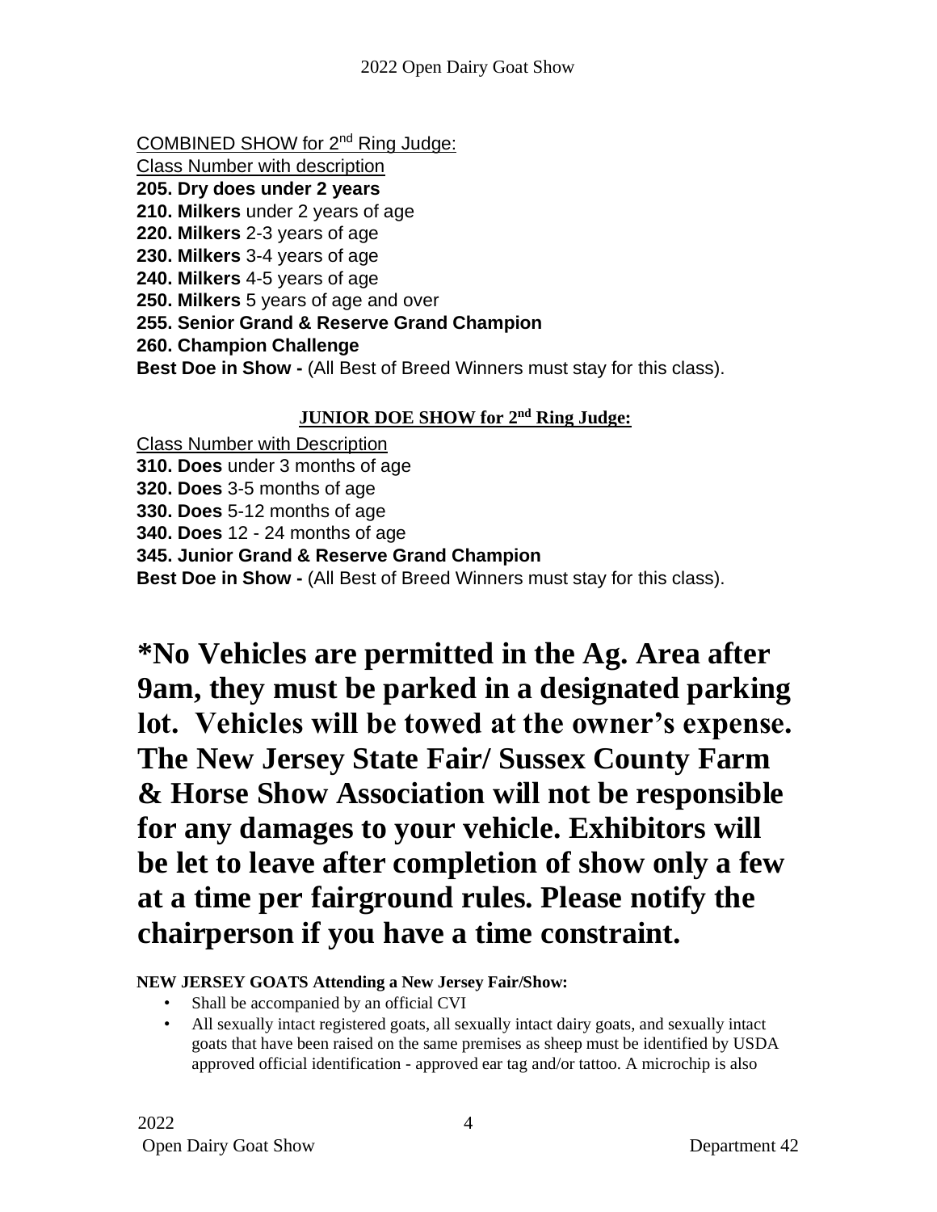COMBINED SHOW for 2nd Ring Judge:

Class Number with description

**205. Dry does under 2 years**
**210. Milkers** under 2 years of age
**220. Milkers** 2-3 years of age
**230. Milkers** 3-4 years of age
**240. Milkers** 4-5 years of age
**250. Milkers** 5 years of age and over
**255. Senior Grand & Reserve Grand Champion**
**260. Champion Challenge**
**Best Doe in Show -** (All Best of Breed Winners must stay for this class).

**JUNIOR DOE SHOW for 2nd Ring Judge:**

Class Number with Description

**310. Does** under 3 months of age
**320. Does** 3-5 months of age
**330. Does** 5-12 months of age
**340. Does** 12 - 24 months of age
**345. Junior Grand & Reserve Grand Champion**
**Best Doe in Show -** (All Best of Breed Winners must stay for this class).

## *No Vehicles are permitted in the Ag. Area after 9am, they must be parked in a designated parking lot. Vehicles will be towed at the owner's expense. The New Jersey State Fair/ Sussex County Farm & Horse Show Association will not be responsible for any damages to your vehicle. Exhibitors will be let to leave after completion of show only a few at a time per fairground rules. Please notify the chairperson if you have a time constraint.

**NEW JERSEY GOATS Attending a New Jersey Fair/Show:**

- Shall be accompanied by an official CVI
- All sexually intact registered goats, all sexually intact dairy goats, and sexually intact goats that have been raised on the same premises as sheep must be identified by USDA approved official identification - approved ear tag and/or tattoo. A microchip is also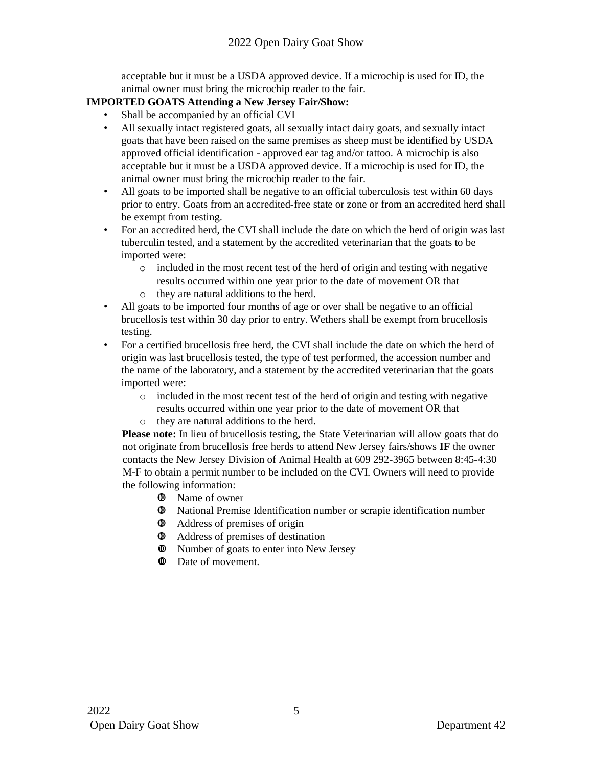acceptable but it must be a USDA approved device. If a microchip is used for ID, the animal owner must bring the microchip reader to the fair.

**IMPORTED GOATS Attending a New Jersey Fair/Show:**

- Shall be accompanied by an official CVI
- All sexually intact registered goats, all sexually intact dairy goats, and sexually intact goats that have been raised on the same premises as sheep must be identified by USDA approved official identification - approved ear tag and/or tattoo. A microchip is also acceptable but it must be a USDA approved device. If a microchip is used for ID, the animal owner must bring the microchip reader to the fair.
- All goats to be imported shall be negative to an official tuberculosis test within 60 days prior to entry. Goats from an accredited-free state or zone or from an accredited herd shall be exempt from testing.
- For an accredited herd, the CVI shall include the date on which the herd of origin was last tuberculin tested, and a statement by the accredited veterinarian that the goats to be imported were:
  - included in the most recent test of the herd of origin and testing with negative results occurred within one year prior to the date of movement OR that
  - they are natural additions to the herd.
- All goats to be imported four months of age or over shall be negative to an official brucellosis test within 30 day prior to entry. Wethers shall be exempt from brucellosis testing.
- For a certified brucellosis free herd, the CVI shall include the date on which the herd of origin was last brucellosis tested, the type of test performed, the accession number and the name of the laboratory, and a statement by the accredited veterinarian that the goats imported were:
  - included in the most recent test of the herd of origin and testing with negative results occurred within one year prior to the date of movement OR that
  - they are natural additions to the herd.

**Please note:** In lieu of brucellosis testing, the State Veterinarian will allow goats that do not originate from brucellosis free herds to attend New Jersey fairs/shows **IF** the owner contacts the New Jersey Division of Animal Health at 609 292-3965 between 8:45-4:30 M-F to obtain a permit number to be included on the CVI. Owners will need to provide the following information:

- Name of owner
- National Premise Identification number or scrapie identification number
- Address of premises of origin
- Address of premises of destination
- Number of goats to enter into New Jersey
- Date of movement.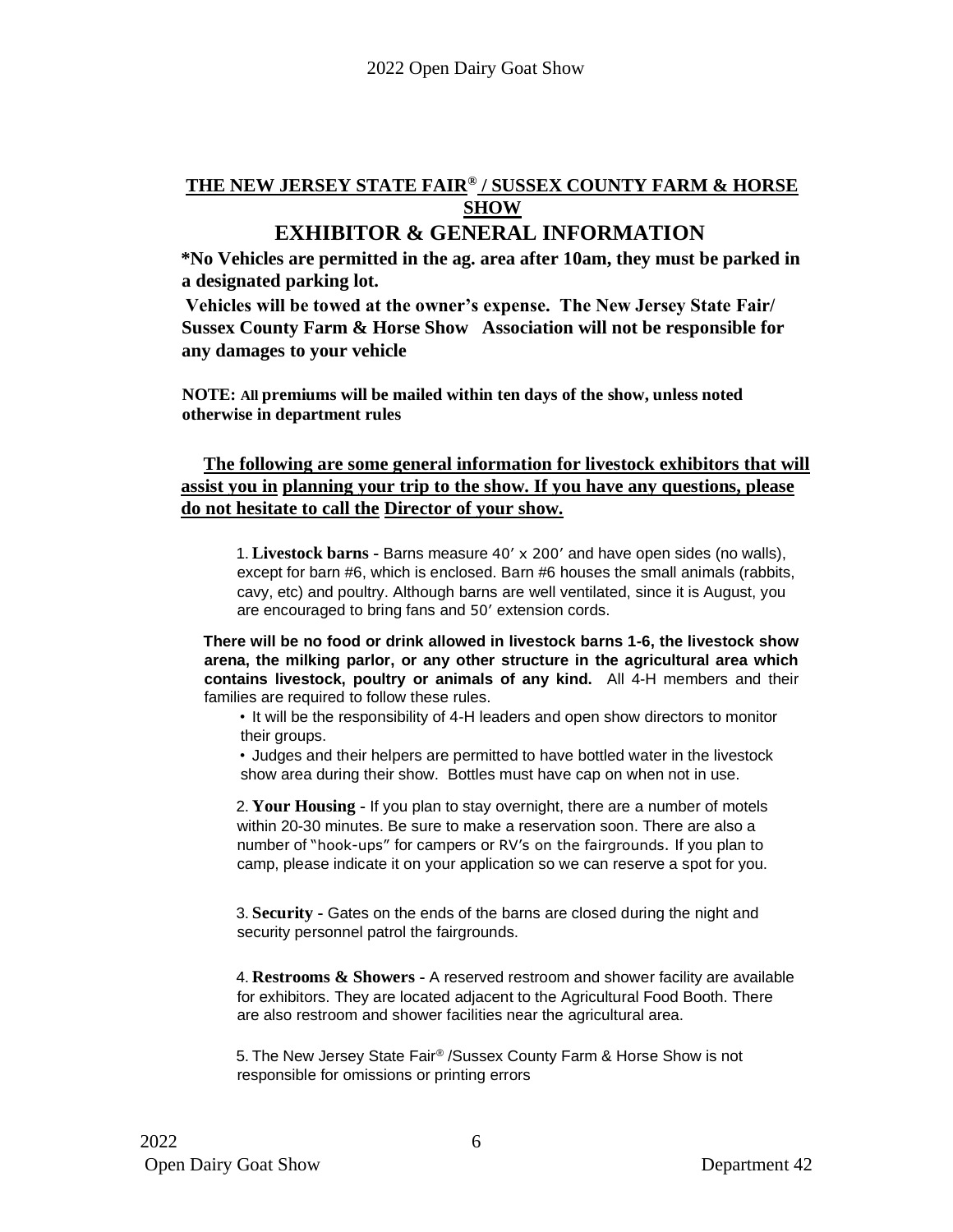## THE NEW JERSEY STATE FAIR® / SUSSEX COUNTY FARM & HORSE SHOW

## EXHIBITOR & GENERAL INFORMATION

**\*No Vehicles are permitted in the ag. area after 10am, they must be parked in a designated parking lot.**

**Vehicles will be towed at the owner's expense. The New Jersey State Fair/ Sussex County Farm & Horse Show Association will not be responsible for any damages to your vehicle**

**NOTE: All premiums will be mailed within ten days of the show, unless noted otherwise in department rules**

**The following are some general information for livestock exhibitors that will assist you in planning your trip to the show. If you have any questions, please do not hesitate to call the Director of your show.**

1. **Livestock barns -** Barns measure 40′ x 200′ and have open sides (no walls), except for barn #6, which is enclosed. Barn #6 houses the small animals (rabbits, cavy, etc) and poultry. Although barns are well ventilated, since it is August, you are encouraged to bring fans and 50′ extension cords.

**There will be no food or drink allowed in livestock barns 1-6, the livestock show arena, the milking parlor, or any other structure in the agricultural area which contains livestock, poultry or animals of any kind.** All 4-H members and their families are required to follow these rules.

- It will be the responsibility of 4-H leaders and open show directors to monitor their groups.
- Judges and their helpers are permitted to have bottled water in the livestock show area during their show. Bottles must have cap on when not in use.

2. **Your Housing -** If you plan to stay overnight, there are a number of motels within 20-30 minutes. Be sure to make a reservation soon. There are also a number of "hook-ups" for campers or RV's on the fairgrounds. If you plan to camp, please indicate it on your application so we can reserve a spot for you.

3. **Security** - Gates on the ends of the barns are closed during the night and security personnel patrol the fairgrounds.

4. **Restrooms & Showers -** A reserved restroom and shower facility are available for exhibitors. They are located adjacent to the Agricultural Food Booth. There are also restroom and shower facilities near the agricultural area.

5. The New Jersey State Fair® /Sussex County Farm & Horse Show is not responsible for omissions or printing errors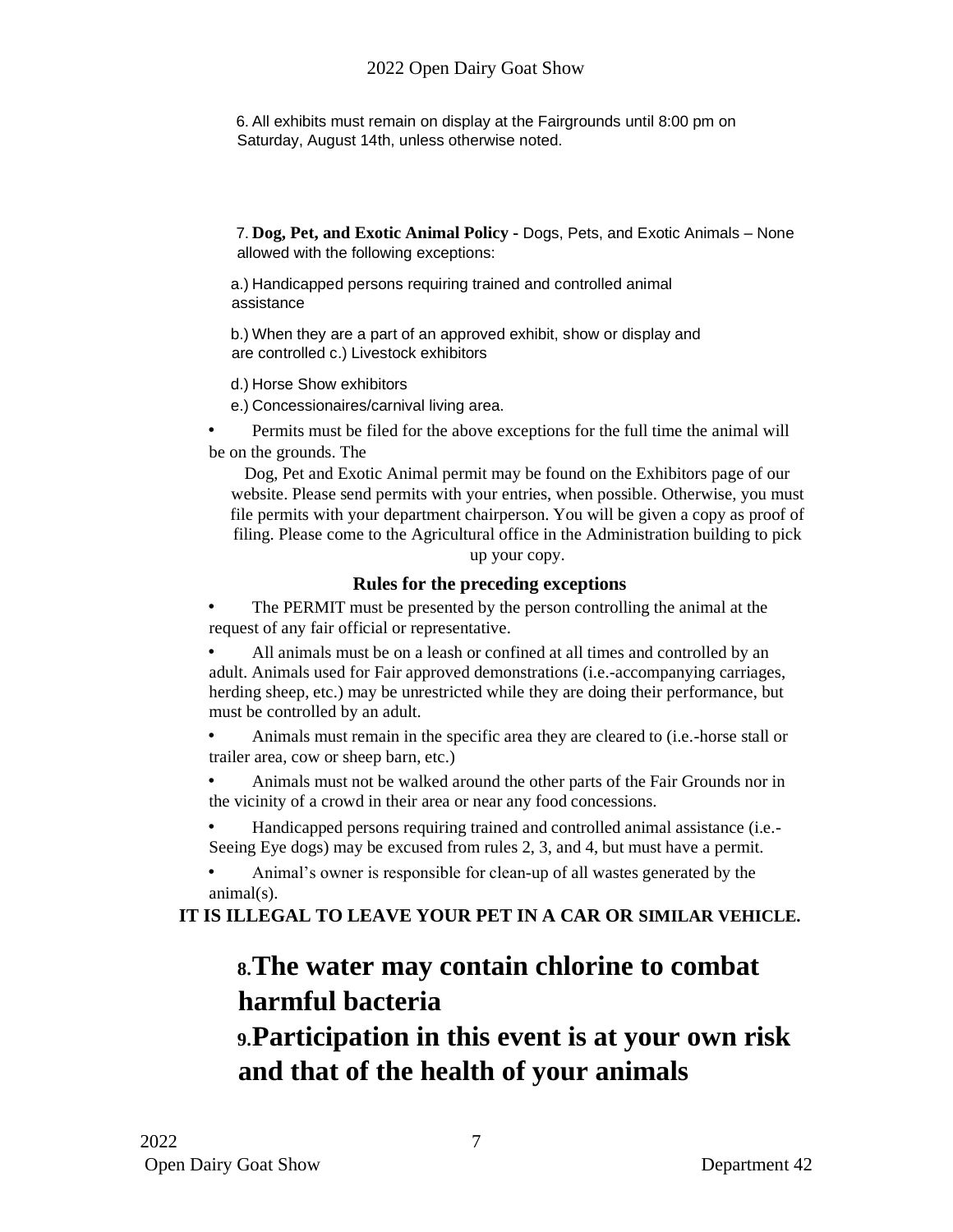6. All exhibits must remain on display at the Fairgrounds until 8:00 pm on Saturday, August 14th, unless otherwise noted.

7. **Dog, Pet, and Exotic Animal Policy -** Dogs, Pets, and Exotic Animals – None allowed with the following exceptions:

a.) Handicapped persons requiring trained and controlled animal assistance

b.) When they are a part of an approved exhibit, show or display and are controlled c.) Livestock exhibitors

d.) Horse Show exhibitors

e.) Concessionaires/carnival living area.

- Permits must be filed for the above exceptions for the full time the animal will be on the grounds. The

Dog, Pet and Exotic Animal permit may be found on the Exhibitors page of our website. Please send permits with your entries, when possible. Otherwise, you must file permits with your department chairperson. You will be given a copy as proof of filing. Please come to the Agricultural office in the Administration building to pick up your copy.

**Rules for the preceding exceptions**

- The PERMIT must be presented by the person controlling the animal at the request of any fair official or representative.
- All animals must be on a leash or confined at all times and controlled by an adult. Animals used for Fair approved demonstrations (i.e.-accompanying carriages, herding sheep, etc.) may be unrestricted while they are doing their performance, but must be controlled by an adult.
- Animals must remain in the specific area they are cleared to (i.e.-horse stall or trailer area, cow or sheep barn, etc.)
- Animals must not be walked around the other parts of the Fair Grounds nor in the vicinity of a crowd in their area or near any food concessions.
- Handicapped persons requiring trained and controlled animal assistance (i.e.-Seeing Eye dogs) may be excused from rules 2, 3, and 4, but must have a permit.
- Animal's owner is responsible for clean-up of all wastes generated by the animal(s).

**IT IS ILLEGAL TO LEAVE YOUR PET IN A CAR OR SIMILAR VEHICLE.**

## 8. The water may contain chlorine to combat harmful bacteria

## 9. Participation in this event is at your own risk and that of the health of your animals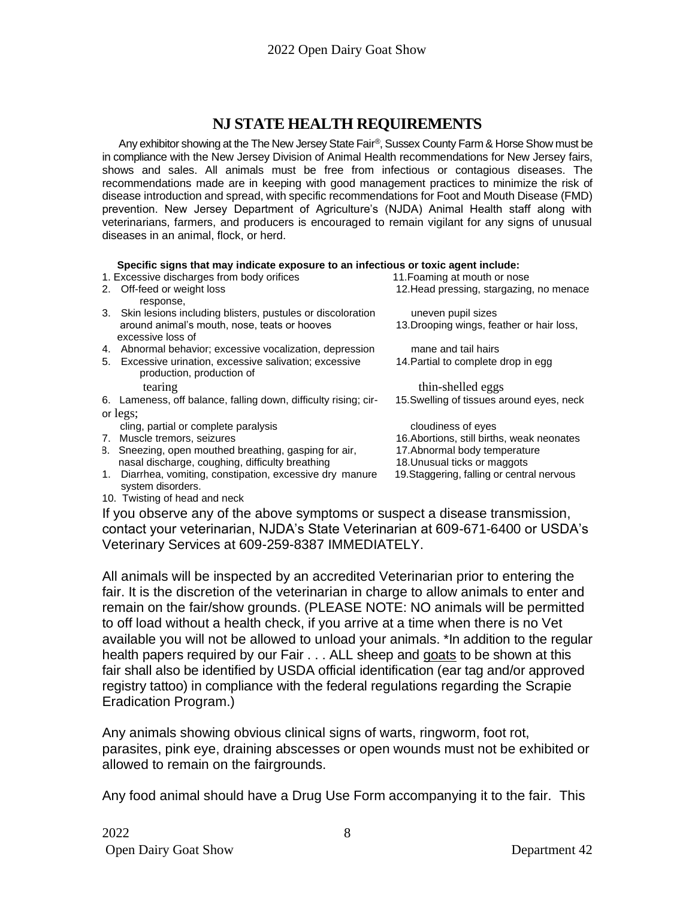## NJ STATE HEALTH REQUIREMENTS

Any exhibitor showing at the The New Jersey State Fair®, Sussex County Farm & Horse Show must be in compliance with the New Jersey Division of Animal Health recommendations for New Jersey fairs, shows and sales. All animals must be free from infectious or contagious diseases. The recommendations made are in keeping with good management practices to minimize the risk of disease introduction and spread, with specific recommendations for Foot and Mouth Disease (FMD) prevention. New Jersey Department of Agriculture's (NJDA) Animal Health staff along with veterinarians, farmers, and producers is encouraged to remain vigilant for any signs of unusual diseases in an animal, flock, or herd.

**Specific signs that may indicate exposure to an infectious or toxic agent include:**

1. Excessive discharges from body orifices
2. Off-feed or weight loss
3. Skin lesions including blisters, pustules or discoloration around animal's mouth, nose, teats or hooves
4. Abnormal behavior; excessive vocalization, depression
5. Excessive urination, excessive salivation; excessive tearing
6. Lameness, off balance, falling down, difficulty rising; circling, partial or complete paralysis
7. Muscle tremors, seizures
8. Sneezing, open mouthed breathing, gasping for air, nasal discharge, coughing, difficulty breathing
9. Diarrhea, vomiting, constipation, excessive dry manure
10. Twisting of head and neck
11. Foaming at mouth or nose
12. Head pressing, stargazing, no menace response, uneven pupil sizes
13. Drooping wings, feather or hair loss, excessive loss of mane and tail hairs
14. Partial to complete drop in egg production, production of thin-shelled eggs
15. Swelling of tissues around eyes, neck or legs; cloudiness of eyes
16. Abortions, still births, weak neonates
17. Abnormal body temperature
18. Unusual ticks or maggots
19. Staggering, falling or central nervous system disorders.

If you observe any of the above symptoms or suspect a disease transmission, contact your veterinarian, NJDA's State Veterinarian at 609-671-6400 or USDA's Veterinary Services at 609-259-8387 IMMEDIATELY.

All animals will be inspected by an accredited Veterinarian prior to entering the fair. It is the discretion of the veterinarian in charge to allow animals to enter and remain on the fair/show grounds. (PLEASE NOTE: NO animals will be permitted to off load without a health check, if you arrive at a time when there is no Vet available you will not be allowed to unload your animals. *In addition to the regular health papers required by our Fair . . . ALL sheep and goats to be shown at this fair shall also be identified by USDA official identification (ear tag and/or approved registry tattoo) in compliance with the federal regulations regarding the Scrapie Eradication Program.)

Any animals showing obvious clinical signs of warts, ringworm, foot rot, parasites, pink eye, draining abscesses or open wounds must not be exhibited or allowed to remain on the fairgrounds.

Any food animal should have a Drug Use Form accompanying it to the fair. This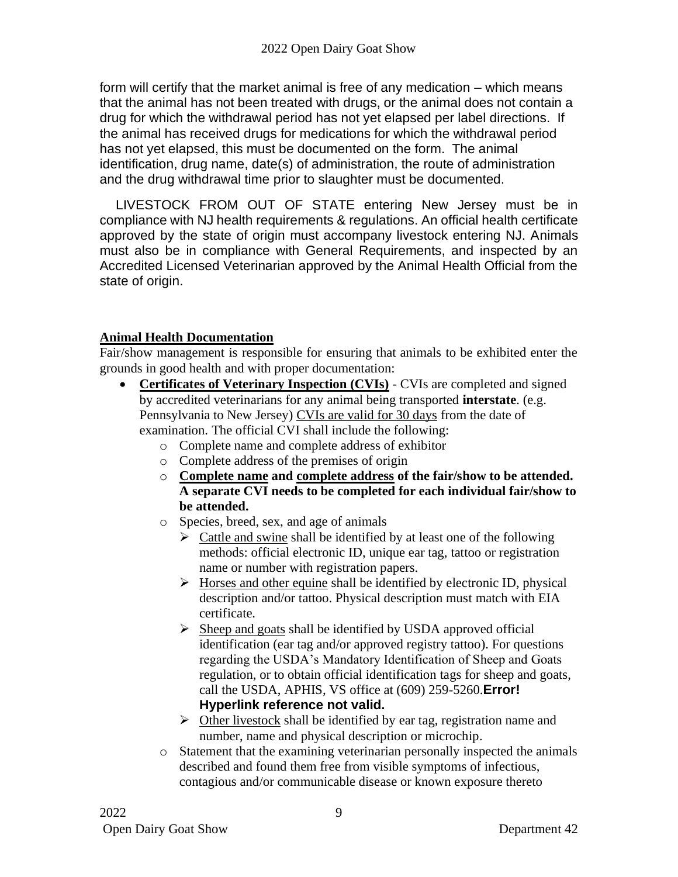form will certify that the market animal is free of any medication – which means that the animal has not been treated with drugs, or the animal does not contain a drug for which the withdrawal period has not yet elapsed per label directions. If the animal has received drugs for medications for which the withdrawal period has not yet elapsed, this must be documented on the form. The animal identification, drug name, date(s) of administration, the route of administration and the drug withdrawal time prior to slaughter must be documented.

LIVESTOCK FROM OUT OF STATE entering New Jersey must be in compliance with NJ health requirements & regulations. An official health certificate approved by the state of origin must accompany livestock entering NJ. Animals must also be in compliance with General Requirements, and inspected by an Accredited Licensed Veterinarian approved by the Animal Health Official from the state of origin.

## Animal Health Documentation

Fair/show management is responsible for ensuring that animals to be exhibited enter the grounds in good health and with proper documentation:

- **Certificates of Veterinary Inspection (CVIs)** - CVIs are completed and signed by accredited veterinarians for any animal being transported **interstate**. (e.g. Pennsylvania to New Jersey) CVIs are valid for 30 days from the date of examination. The official CVI shall include the following:
  - Complete name and complete address of exhibitor
  - Complete address of the premises of origin
  - **Complete name and complete address of the fair/show to be attended. A separate CVI needs to be completed for each individual fair/show to be attended.**
  - Species, breed, sex, and age of animals
    - Cattle and swine shall be identified by at least one of the following methods: official electronic ID, unique ear tag, tattoo or registration name or number with registration papers.
    - Horses and other equine shall be identified by electronic ID, physical description and/or tattoo. Physical description must match with EIA certificate.
    - Sheep and goats shall be identified by USDA approved official identification (ear tag and/or approved registry tattoo). For questions regarding the USDA's Mandatory Identification of Sheep and Goats regulation, or to obtain official identification tags for sheep and goats, call the USDA, APHIS, VS office at (609) 259-5260.**Error! Hyperlink reference not valid.**
    - Other livestock shall be identified by ear tag, registration name and number, name and physical description or microchip.
  - Statement that the examining veterinarian personally inspected the animals described and found them free from visible symptoms of infectious, contagious and/or communicable disease or known exposure thereto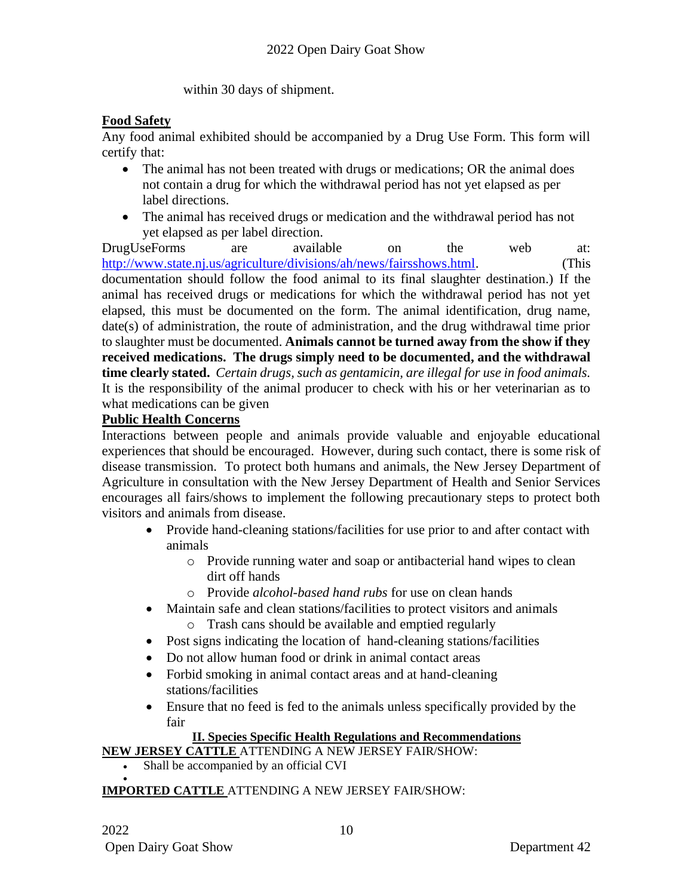within 30 days of shipment.

**Food Safety**

Any food animal exhibited should be accompanied by a Drug Use Form. This form will certify that:

- The animal has not been treated with drugs or medications; OR the animal does not contain a drug for which the withdrawal period has not yet elapsed as per label directions.
- The animal has received drugs or medication and the withdrawal period has not yet elapsed as per label direction.

DrugUseForms are available on the web at: http://www.state.nj.us/agriculture/divisions/ah/news/fairsshows.html. (This documentation should follow the food animal to its final slaughter destination.) If the animal has received drugs or medications for which the withdrawal period has not yet elapsed, this must be documented on the form. The animal identification, drug name, date(s) of administration, the route of administration, and the drug withdrawal time prior to slaughter must be documented. **Animals cannot be turned away from the show if they received medications. The drugs simply need to be documented, and the withdrawal time clearly stated.** *Certain drugs, such as gentamicin, are illegal for use in food animals.* It is the responsibility of the animal producer to check with his or her veterinarian as to what medications can be given

**Public Health Concerns**

Interactions between people and animals provide valuable and enjoyable educational experiences that should be encouraged. However, during such contact, there is some risk of disease transmission. To protect both humans and animals, the New Jersey Department of Agriculture in consultation with the New Jersey Department of Health and Senior Services encourages all fairs/shows to implement the following precautionary steps to protect both visitors and animals from disease.

- Provide hand-cleaning stations/facilities for use prior to and after contact with animals
  - Provide running water and soap or antibacterial hand wipes to clean dirt off hands
  - Provide *alcohol-based hand rubs* for use on clean hands
- Maintain safe and clean stations/facilities to protect visitors and animals
  - Trash cans should be available and emptied regularly
- Post signs indicating the location of hand-cleaning stations/facilities
- Do not allow human food or drink in animal contact areas
- Forbid smoking in animal contact areas and at hand-cleaning stations/facilities
- Ensure that no feed is fed to the animals unless specifically provided by the fair

**II. Species Specific Health Regulations and Recommendations**

**NEW JERSEY CATTLE** ATTENDING A NEW JERSEY FAIR/SHOW:

- Shall be accompanied by an official CVI

**IMPORTED CATTLE** ATTENDING A NEW JERSEY FAIR/SHOW: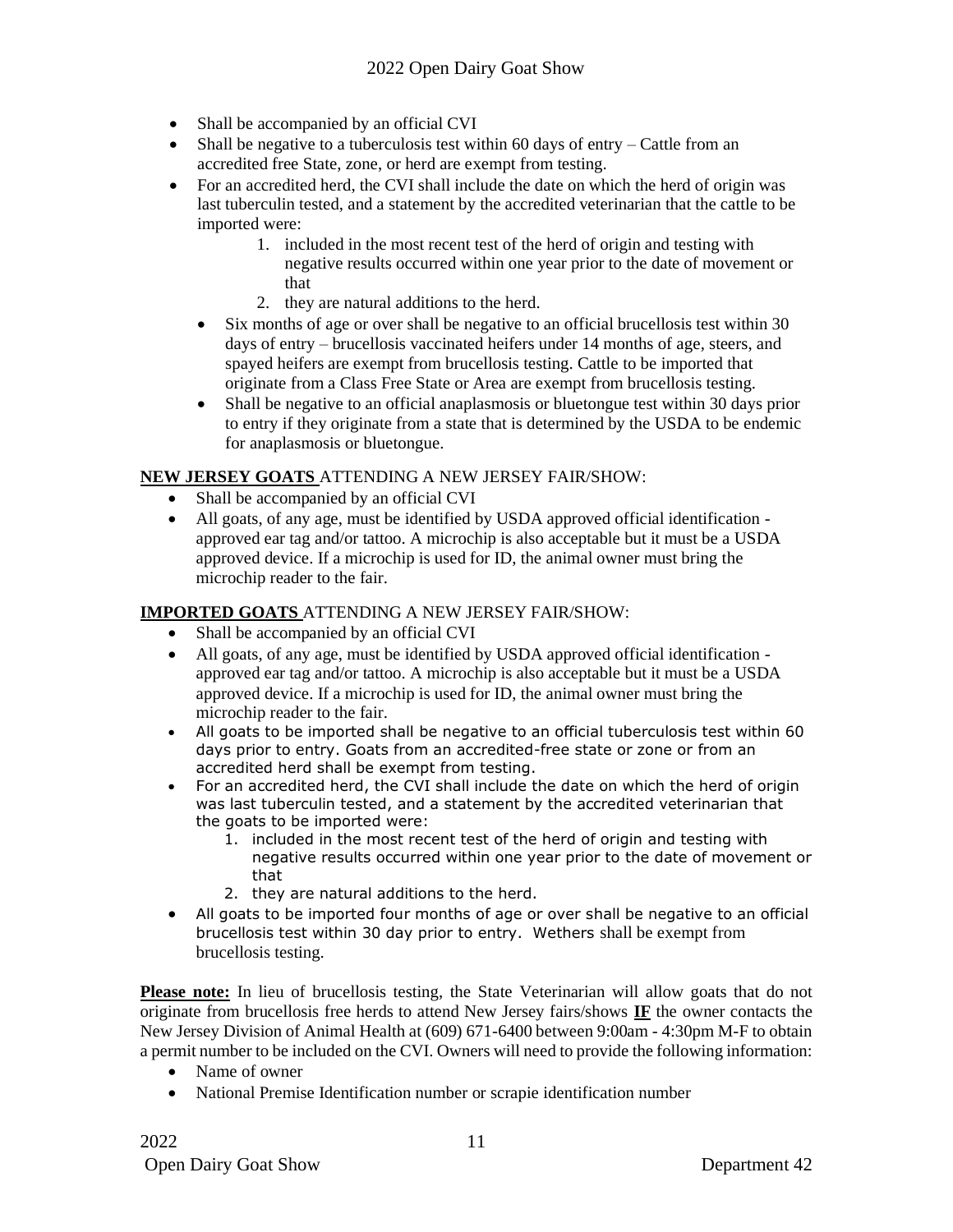- Shall be accompanied by an official CVI
- Shall be negative to a tuberculosis test within 60 days of entry – Cattle from an accredited free State, zone, or herd are exempt from testing.
- For an accredited herd, the CVI shall include the date on which the herd of origin was last tuberculin tested, and a statement by the accredited veterinarian that the cattle to be imported were:
    1. included in the most recent test of the herd of origin and testing with negative results occurred within one year prior to the date of movement or that
    2. they are natural additions to the herd.
- Six months of age or over shall be negative to an official brucellosis test within 30 days of entry – brucellosis vaccinated heifers under 14 months of age, steers, and spayed heifers are exempt from brucellosis testing. Cattle to be imported that originate from a Class Free State or Area are exempt from brucellosis testing.
- Shall be negative to an official anaplasmosis or bluetongue test within 30 days prior to entry if they originate from a state that is determined by the USDA to be endemic for anaplasmosis or bluetongue.

**NEW JERSEY GOATS** ATTENDING A NEW JERSEY FAIR/SHOW:

- Shall be accompanied by an official CVI
- All goats, of any age, must be identified by USDA approved official identification - approved ear tag and/or tattoo. A microchip is also acceptable but it must be a USDA approved device. If a microchip is used for ID, the animal owner must bring the microchip reader to the fair.

**IMPORTED GOATS** ATTENDING A NEW JERSEY FAIR/SHOW:

- Shall be accompanied by an official CVI
- All goats, of any age, must be identified by USDA approved official identification - approved ear tag and/or tattoo. A microchip is also acceptable but it must be a USDA approved device. If a microchip is used for ID, the animal owner must bring the microchip reader to the fair.
- All goats to be imported shall be negative to an official tuberculosis test within 60 days prior to entry. Goats from an accredited-free state or zone or from an accredited herd shall be exempt from testing.
- For an accredited herd, the CVI shall include the date on which the herd of origin was last tuberculin tested, and a statement by the accredited veterinarian that the goats to be imported were:
    1. included in the most recent test of the herd of origin and testing with negative results occurred within one year prior to the date of movement or that
    2. they are natural additions to the herd.
- All goats to be imported four months of age or over shall be negative to an official brucellosis test within 30 day prior to entry. Wethers shall be exempt from brucellosis testing.

**Please note:** In lieu of brucellosis testing, the State Veterinarian will allow goats that do not originate from brucellosis free herds to attend New Jersey fairs/shows **IF** the owner contacts the New Jersey Division of Animal Health at (609) 671-6400 between 9:00am - 4:30pm M-F to obtain a permit number to be included on the CVI. Owners will need to provide the following information:

- Name of owner
- National Premise Identification number or scrapie identification number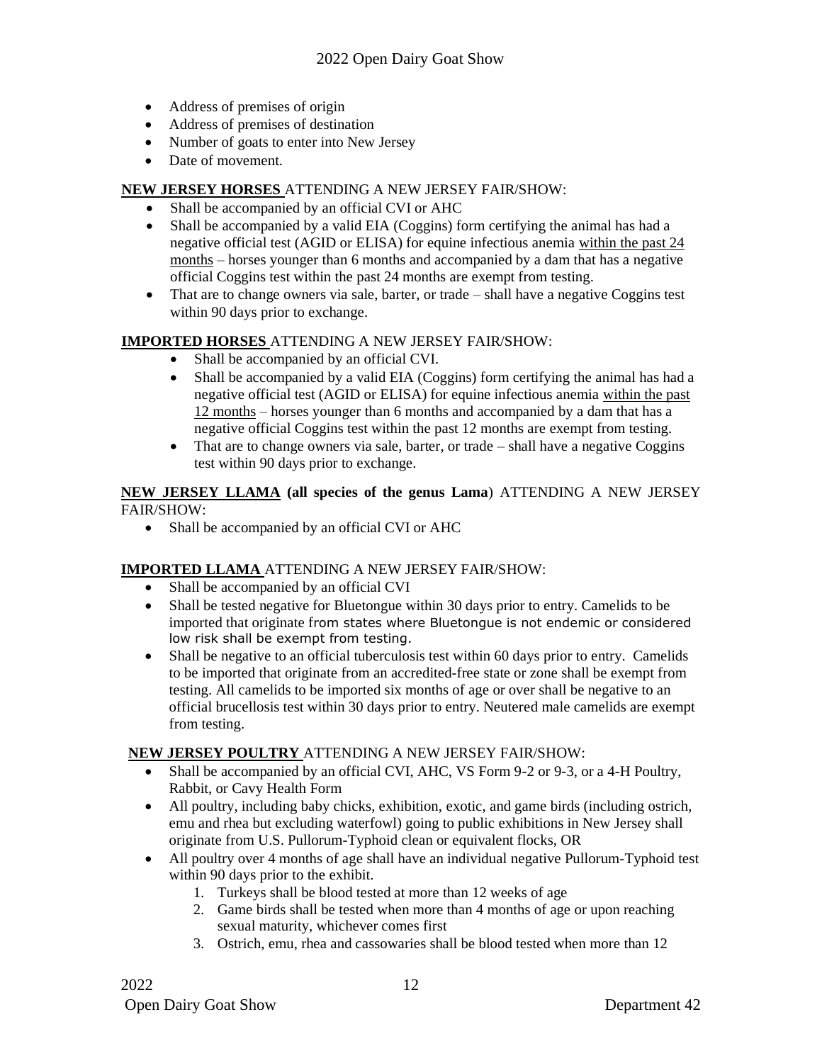- Address of premises of origin
- Address of premises of destination
- Number of goats to enter into New Jersey
- Date of movement.

**NEW JERSEY HORSES** ATTENDING A NEW JERSEY FAIR/SHOW:

- Shall be accompanied by an official CVI or AHC
- Shall be accompanied by a valid EIA (Coggins) form certifying the animal has had a negative official test (AGID or ELISA) for equine infectious anemia within the past 24 months – horses younger than 6 months and accompanied by a dam that has a negative official Coggins test within the past 24 months are exempt from testing.
- That are to change owners via sale, barter, or trade – shall have a negative Coggins test within 90 days prior to exchange.

**IMPORTED HORSES** ATTENDING A NEW JERSEY FAIR/SHOW:

- Shall be accompanied by an official CVI.
- Shall be accompanied by a valid EIA (Coggins) form certifying the animal has had a negative official test (AGID or ELISA) for equine infectious anemia within the past 12 months – horses younger than 6 months and accompanied by a dam that has a negative official Coggins test within the past 12 months are exempt from testing.
- That are to change owners via sale, barter, or trade – shall have a negative Coggins test within 90 days prior to exchange.

**NEW JERSEY LLAMA (all species of the genus Lama)** ATTENDING A NEW JERSEY FAIR/SHOW:

- Shall be accompanied by an official CVI or AHC

**IMPORTED LLAMA** ATTENDING A NEW JERSEY FAIR/SHOW:

- Shall be accompanied by an official CVI
- Shall be tested negative for Bluetongue within 30 days prior to entry. Camelids to be imported that originate from states where Bluetongue is not endemic or considered low risk shall be exempt from testing.
- Shall be negative to an official tuberculosis test within 60 days prior to entry. Camelids to be imported that originate from an accredited-free state or zone shall be exempt from testing. All camelids to be imported six months of age or over shall be negative to an official brucellosis test within 30 days prior to entry. Neutered male camelids are exempt from testing.

**NEW JERSEY POULTRY** ATTENDING A NEW JERSEY FAIR/SHOW:

- Shall be accompanied by an official CVI, AHC, VS Form 9-2 or 9-3, or a 4-H Poultry, Rabbit, or Cavy Health Form
- All poultry, including baby chicks, exhibition, exotic, and game birds (including ostrich, emu and rhea but excluding waterfowl) going to public exhibitions in New Jersey shall originate from U.S. Pullorum-Typhoid clean or equivalent flocks, OR
- All poultry over 4 months of age shall have an individual negative Pullorum-Typhoid test within 90 days prior to the exhibit.
    1. Turkeys shall be blood tested at more than 12 weeks of age
    2. Game birds shall be tested when more than 4 months of age or upon reaching sexual maturity, whichever comes first
    3. Ostrich, emu, rhea and cassowaries shall be blood tested when more than 12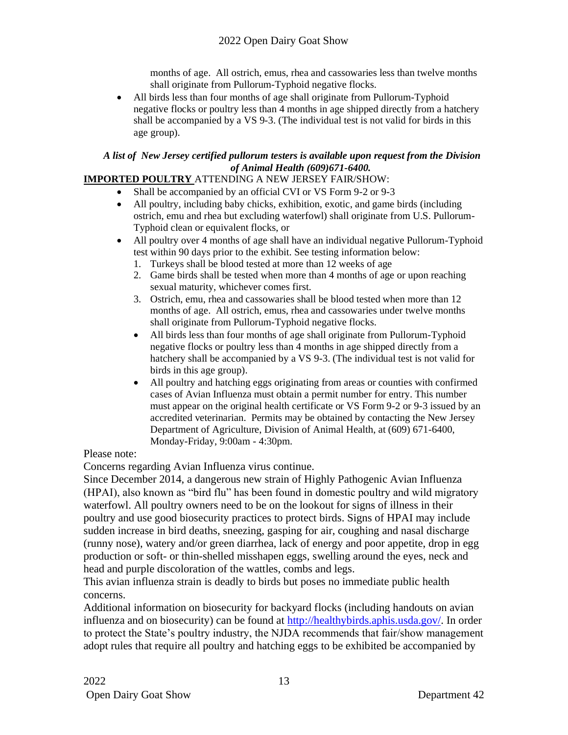months of age. All ostrich, emus, rhea and cassowaries less than twelve months shall originate from Pullorum-Typhoid negative flocks.

- All birds less than four months of age shall originate from Pullorum-Typhoid negative flocks or poultry less than 4 months in age shipped directly from a hatchery shall be accompanied by a VS 9-3. (The individual test is not valid for birds in this age group).

***A list of New Jersey certified pullorum testers is available upon request from the Division of Animal Health (609)671-6400.***

**IMPORTED POULTRY** ATTENDING A NEW JERSEY FAIR/SHOW:

- Shall be accompanied by an official CVI or VS Form 9-2 or 9-3
- All poultry, including baby chicks, exhibition, exotic, and game birds (including ostrich, emu and rhea but excluding waterfowl) shall originate from U.S. Pullorum-Typhoid clean or equivalent flocks, or
- All poultry over 4 months of age shall have an individual negative Pullorum-Typhoid test within 90 days prior to the exhibit. See testing information below:
  1. Turkeys shall be blood tested at more than 12 weeks of age
  2. Game birds shall be tested when more than 4 months of age or upon reaching sexual maturity, whichever comes first.
  3. Ostrich, emu, rhea and cassowaries shall be blood tested when more than 12 months of age. All ostrich, emus, rhea and cassowaries under twelve months shall originate from Pullorum-Typhoid negative flocks.
  - All birds less than four months of age shall originate from Pullorum-Typhoid negative flocks or poultry less than 4 months in age shipped directly from a hatchery shall be accompanied by a VS 9-3. (The individual test is not valid for birds in this age group).
  - All poultry and hatching eggs originating from areas or counties with confirmed cases of Avian Influenza must obtain a permit number for entry. This number must appear on the original health certificate or VS Form 9-2 or 9-3 issued by an accredited veterinarian. Permits may be obtained by contacting the New Jersey Department of Agriculture, Division of Animal Health, at (609) 671-6400, Monday-Friday, 9:00am - 4:30pm.

Please note:

Concerns regarding Avian Influenza virus continue.

Since December 2014, a dangerous new strain of Highly Pathogenic Avian Influenza (HPAI), also known as "bird flu" has been found in domestic poultry and wild migratory waterfowl. All poultry owners need to be on the lookout for signs of illness in their poultry and use good biosecurity practices to protect birds. Signs of HPAI may include sudden increase in bird deaths, sneezing, gasping for air, coughing and nasal discharge (runny nose), watery and/or green diarrhea, lack of energy and poor appetite, drop in egg production or soft- or thin-shelled misshapen eggs, swelling around the eyes, neck and head and purple discoloration of the wattles, combs and legs.

This avian influenza strain is deadly to birds but poses no immediate public health concerns.

Additional information on biosecurity for backyard flocks (including handouts on avian influenza and on biosecurity) can be found at http://healthybirds.aphis.usda.gov/. In order to protect the State's poultry industry, the NJDA recommends that fair/show management adopt rules that require all poultry and hatching eggs to be exhibited be accompanied by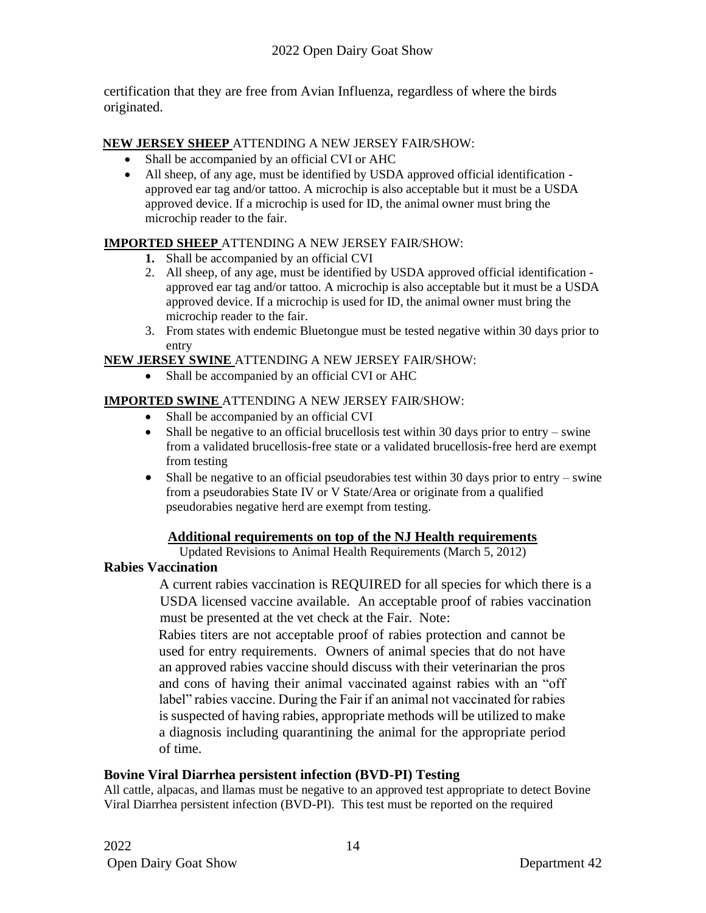certification that they are free from Avian Influenza, regardless of where the birds originated.

**NEW JERSEY SHEEP** ATTENDING A NEW JERSEY FAIR/SHOW:

- Shall be accompanied by an official CVI or AHC
- All sheep, of any age, must be identified by USDA approved official identification - approved ear tag and/or tattoo. A microchip is also acceptable but it must be a USDA approved device. If a microchip is used for ID, the animal owner must bring the microchip reader to the fair.

**IMPORTED SHEEP** ATTENDING A NEW JERSEY FAIR/SHOW:

1. Shall be accompanied by an official CVI
2. All sheep, of any age, must be identified by USDA approved official identification - approved ear tag and/or tattoo. A microchip is also acceptable but it must be a USDA approved device. If a microchip is used for ID, the animal owner must bring the microchip reader to the fair.
3. From states with endemic Bluetongue must be tested negative within 30 days prior to entry

**NEW JERSEY SWINE** ATTENDING A NEW JERSEY FAIR/SHOW:

- Shall be accompanied by an official CVI or AHC

**IMPORTED SWINE** ATTENDING A NEW JERSEY FAIR/SHOW:

- Shall be accompanied by an official CVI
- Shall be negative to an official brucellosis test within 30 days prior to entry – swine from a validated brucellosis-free state or a validated brucellosis-free herd are exempt from testing
- Shall be negative to an official pseudorabies test within 30 days prior to entry – swine from a pseudorabies State IV or V State/Area or originate from a qualified pseudorabies negative herd are exempt from testing.

## Additional requirements on top of the NJ Health requirements

Updated Revisions to Animal Health Requirements (March 5, 2012)

### Rabies Vaccination

A current rabies vaccination is REQUIRED for all species for which there is a USDA licensed vaccine available. An acceptable proof of rabies vaccination must be presented at the vet check at the Fair. Note:

Rabies titers are not acceptable proof of rabies protection and cannot be used for entry requirements. Owners of animal species that do not have an approved rabies vaccine should discuss with their veterinarian the pros and cons of having their animal vaccinated against rabies with an "off label" rabies vaccine. During the Fair if an animal not vaccinated for rabies is suspected of having rabies, appropriate methods will be utilized to make a diagnosis including quarantining the animal for the appropriate period of time.

### Bovine Viral Diarrhea persistent infection (BVD-PI) Testing

All cattle, alpacas, and llamas must be negative to an approved test appropriate to detect Bovine Viral Diarrhea persistent infection (BVD-PI). This test must be reported on the required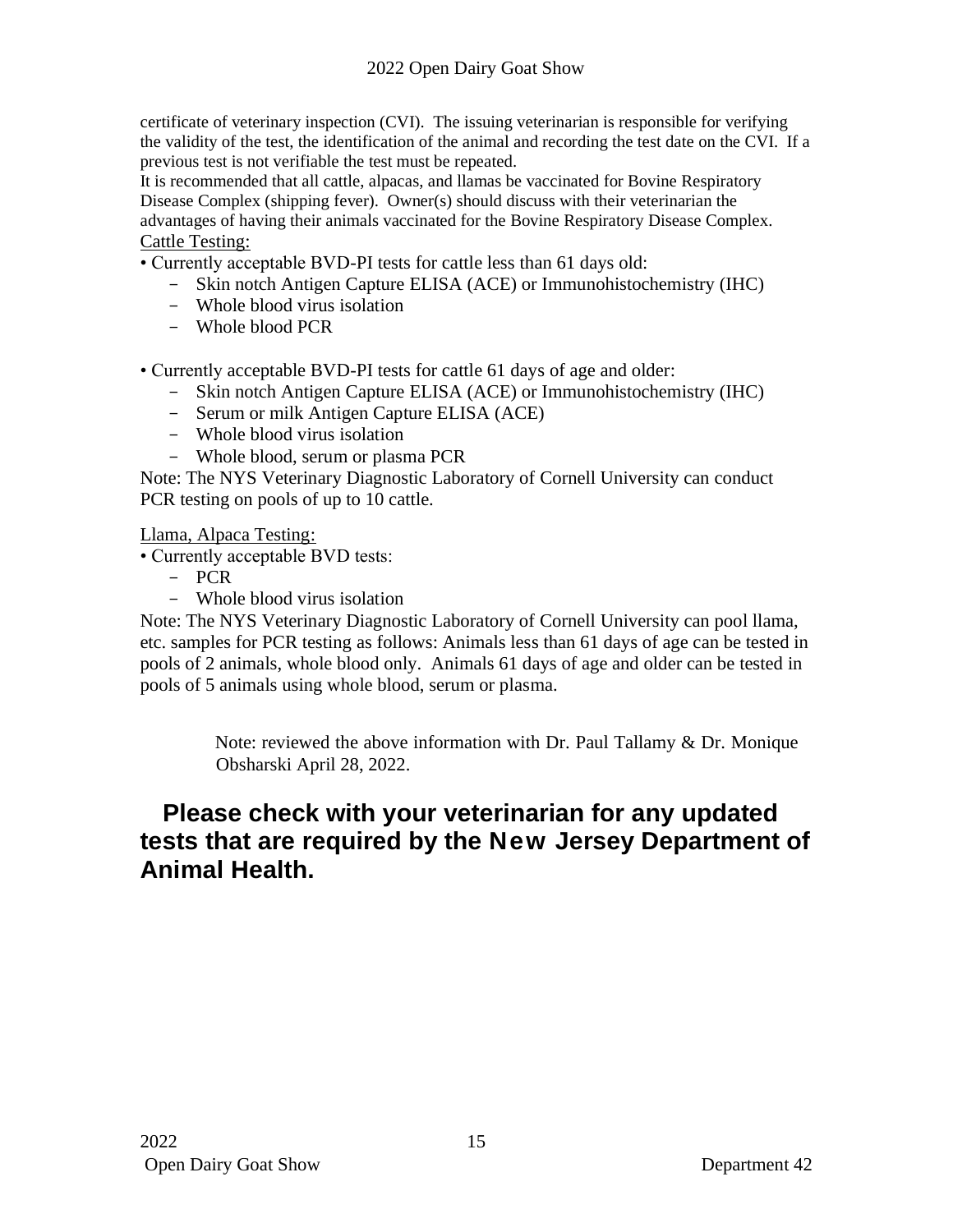certificate of veterinary inspection (CVI). The issuing veterinarian is responsible for verifying the validity of the test, the identification of the animal and recording the test date on the CVI. If a previous test is not verifiable the test must be repeated.

It is recommended that all cattle, alpacas, and llamas be vaccinated for Bovine Respiratory Disease Complex (shipping fever). Owner(s) should discuss with their veterinarian the advantages of having their animals vaccinated for the Bovine Respiratory Disease Complex.

<u>Cattle Testing:</u>

- Currently acceptable BVD-PI tests for cattle less than 61 days old:
  - Skin notch Antigen Capture ELISA (ACE) or Immunohistochemistry (IHC)
  - Whole blood virus isolation
  - Whole blood PCR

- Currently acceptable BVD-PI tests for cattle 61 days of age and older:
  - Skin notch Antigen Capture ELISA (ACE) or Immunohistochemistry (IHC)
  - Serum or milk Antigen Capture ELISA (ACE)
  - Whole blood virus isolation
  - Whole blood, serum or plasma PCR

Note: The NYS Veterinary Diagnostic Laboratory of Cornell University can conduct PCR testing on pools of up to 10 cattle.

<u>Llama, Alpaca Testing:</u>

- Currently acceptable BVD tests:
  - PCR
  - Whole blood virus isolation

Note: The NYS Veterinary Diagnostic Laboratory of Cornell University can pool llama, etc. samples for PCR testing as follows: Animals less than 61 days of age can be tested in pools of 2 animals, whole blood only. Animals 61 days of age and older can be tested in pools of 5 animals using whole blood, serum or plasma.

Note: reviewed the above information with Dr. Paul Tallamy & Dr. Monique Obsharski April 28, 2022.

**Please check with your veterinarian for any updated tests that are required by the New Jersey Department of Animal Health.**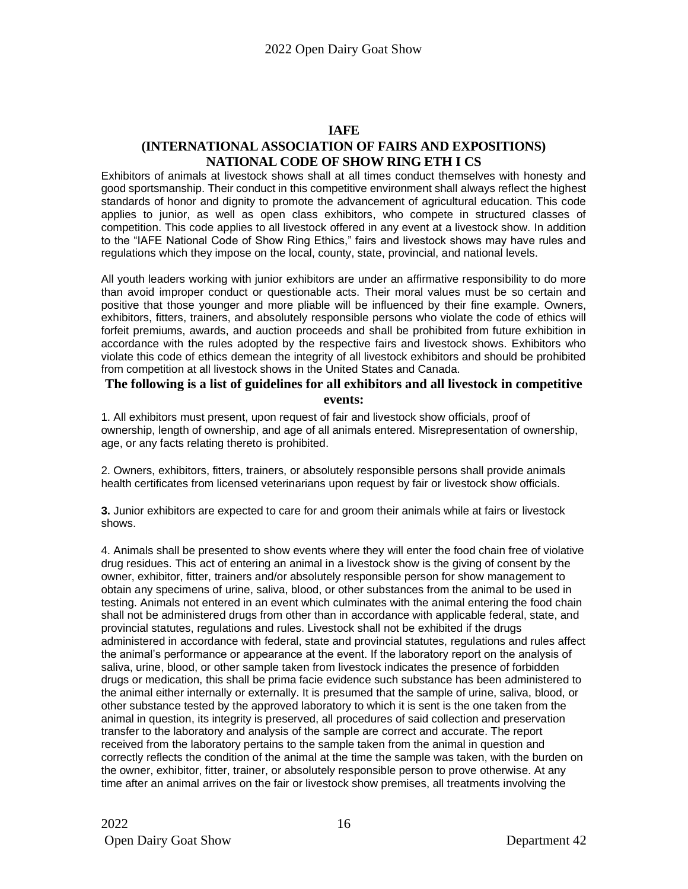## IAFE

## (INTERNATIONAL ASSOCIATION OF FAIRS AND EXPOSITIONS)

## NATIONAL CODE OF SHOW RING ETH I CS

Exhibitors of animals at livestock shows shall at all times conduct themselves with honesty and good sportsmanship. Their conduct in this competitive environment shall always reflect the highest standards of honor and dignity to promote the advancement of agricultural education. This code applies to junior, as well as open class exhibitors, who compete in structured classes of competition. This code applies to all livestock offered in any event at a livestock show. In addition to the "IAFE National Code of Show Ring Ethics," fairs and livestock shows may have rules and regulations which they impose on the local, county, state, provincial, and national levels.

All youth leaders working with junior exhibitors are under an affirmative responsibility to do more than avoid improper conduct or questionable acts. Their moral values must be so certain and positive that those younger and more pliable will be influenced by their fine example. Owners, exhibitors, fitters, trainers, and absolutely responsible persons who violate the code of ethics will forfeit premiums, awards, and auction proceeds and shall be prohibited from future exhibition in accordance with the rules adopted by the respective fairs and livestock shows. Exhibitors who violate this code of ethics demean the integrity of all livestock exhibitors and should be prohibited from competition at all livestock shows in the United States and Canada.

**The following is a list of guidelines for all exhibitors and all livestock in competitive events:**

1. All exhibitors must present, upon request of fair and livestock show officials, proof of ownership, length of ownership, and age of all animals entered. Misrepresentation of ownership, age, or any facts relating thereto is prohibited.

2. Owners, exhibitors, fitters, trainers, or absolutely responsible persons shall provide animals health certificates from licensed veterinarians upon request by fair or livestock show officials.

**3.** Junior exhibitors are expected to care for and groom their animals while at fairs or livestock shows.

4. Animals shall be presented to show events where they will enter the food chain free of violative drug residues. This act of entering an animal in a livestock show is the giving of consent by the owner, exhibitor, fitter, trainers and/or absolutely responsible person for show management to obtain any specimens of urine, saliva, blood, or other substances from the animal to be used in testing. Animals not entered in an event which culminates with the animal entering the food chain shall not be administered drugs from other than in accordance with applicable federal, state, and provincial statutes, regulations and rules. Livestock shall not be exhibited if the drugs administered in accordance with federal, state and provincial statutes, regulations and rules affect the animal's performance or appearance at the event. If the laboratory report on the analysis of saliva, urine, blood, or other sample taken from livestock indicates the presence of forbidden drugs or medication, this shall be prima facie evidence such substance has been administered to the animal either internally or externally. It is presumed that the sample of urine, saliva, blood, or other substance tested by the approved laboratory to which it is sent is the one taken from the animal in question, its integrity is preserved, all procedures of said collection and preservation transfer to the laboratory and analysis of the sample are correct and accurate. The report received from the laboratory pertains to the sample taken from the animal in question and correctly reflects the condition of the animal at the time the sample was taken, with the burden on the owner, exhibitor, fitter, trainer, or absolutely responsible person to prove otherwise. At any time after an animal arrives on the fair or livestock show premises, all treatments involving the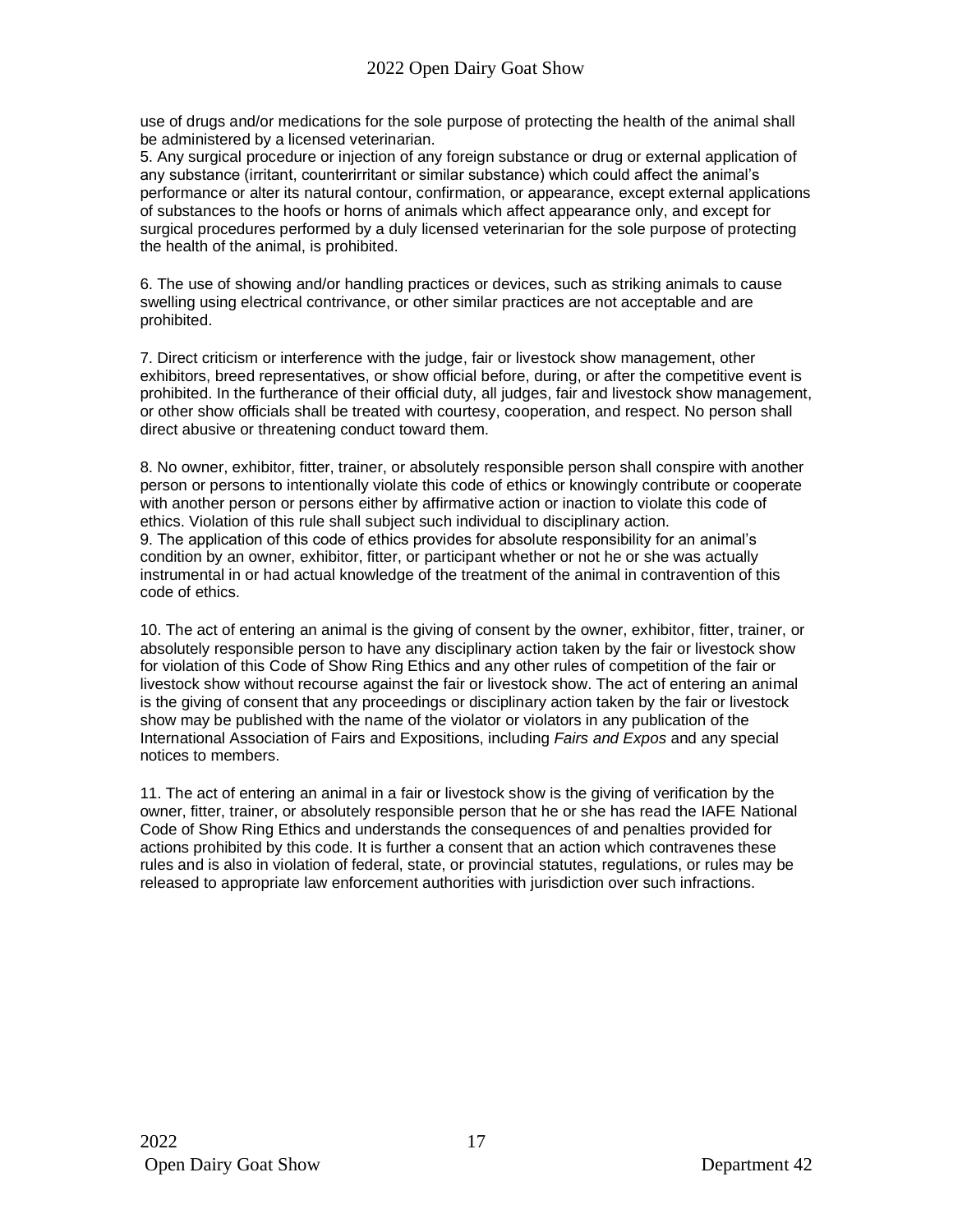use of drugs and/or medications for the sole purpose of protecting the health of the animal shall be administered by a licensed veterinarian.

5. Any surgical procedure or injection of any foreign substance or drug or external application of any substance (irritant, counterirritant or similar substance) which could affect the animal's performance or alter its natural contour, confirmation, or appearance, except external applications of substances to the hoofs or horns of animals which affect appearance only, and except for surgical procedures performed by a duly licensed veterinarian for the sole purpose of protecting the health of the animal, is prohibited.

6. The use of showing and/or handling practices or devices, such as striking animals to cause swelling using electrical contrivance, or other similar practices are not acceptable and are prohibited.

7. Direct criticism or interference with the judge, fair or livestock show management, other exhibitors, breed representatives, or show official before, during, or after the competitive event is prohibited. In the furtherance of their official duty, all judges, fair and livestock show management, or other show officials shall be treated with courtesy, cooperation, and respect. No person shall direct abusive or threatening conduct toward them.

8. No owner, exhibitor, fitter, trainer, or absolutely responsible person shall conspire with another person or persons to intentionally violate this code of ethics or knowingly contribute or cooperate with another person or persons either by affirmative action or inaction to violate this code of ethics. Violation of this rule shall subject such individual to disciplinary action.

9. The application of this code of ethics provides for absolute responsibility for an animal's condition by an owner, exhibitor, fitter, or participant whether or not he or she was actually instrumental in or had actual knowledge of the treatment of the animal in contravention of this code of ethics.

10. The act of entering an animal is the giving of consent by the owner, exhibitor, fitter, trainer, or absolutely responsible person to have any disciplinary action taken by the fair or livestock show for violation of this Code of Show Ring Ethics and any other rules of competition of the fair or livestock show without recourse against the fair or livestock show. The act of entering an animal is the giving of consent that any proceedings or disciplinary action taken by the fair or livestock show may be published with the name of the violator or violators in any publication of the International Association of Fairs and Expositions, including *Fairs and Expos* and any special notices to members.

11. The act of entering an animal in a fair or livestock show is the giving of verification by the owner, fitter, trainer, or absolutely responsible person that he or she has read the IAFE National Code of Show Ring Ethics and understands the consequences of and penalties provided for actions prohibited by this code. It is further a consent that an action which contravenes these rules and is also in violation of federal, state, or provincial statutes, regulations, or rules may be released to appropriate law enforcement authorities with jurisdiction over such infractions.